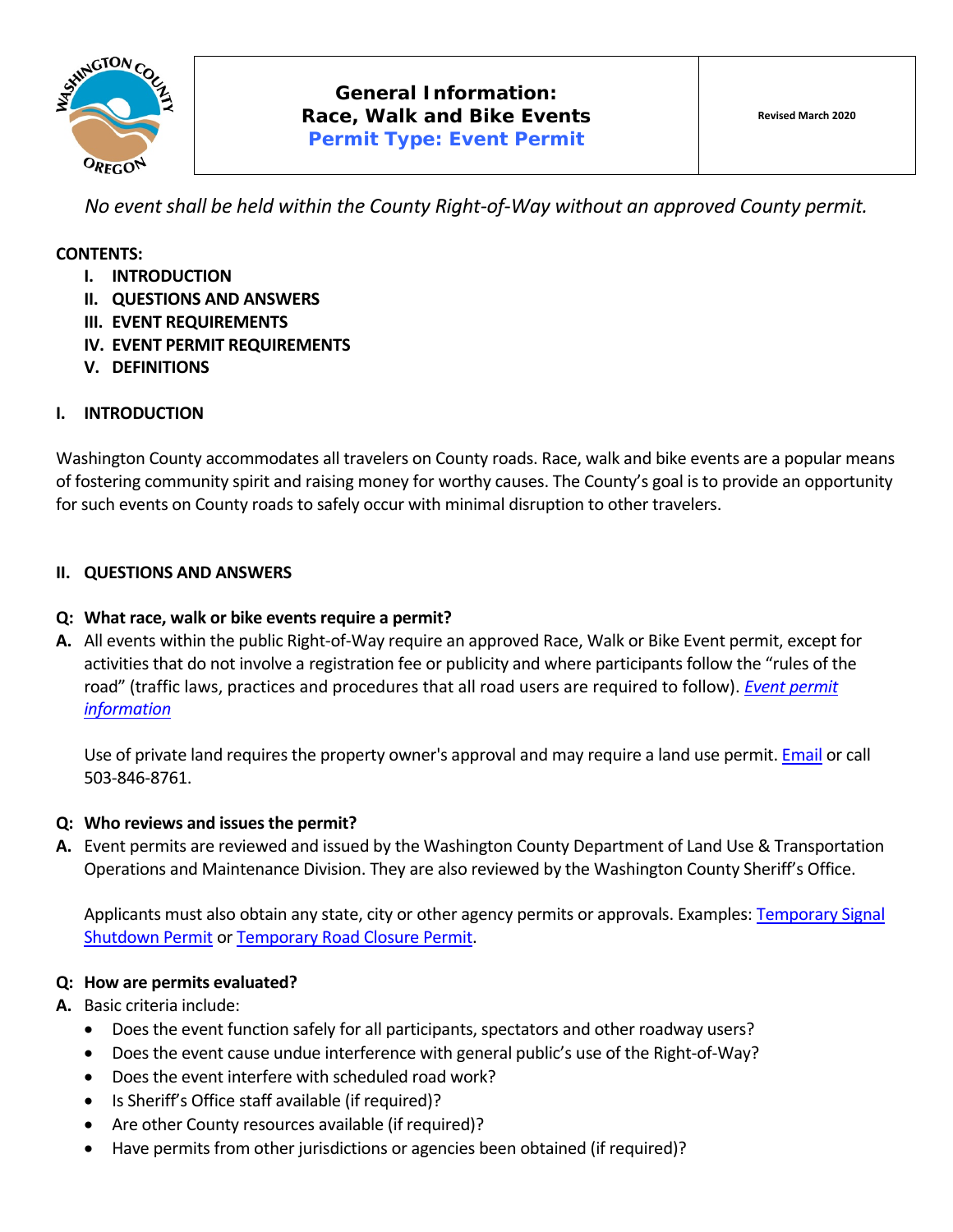# General Information: Race, Walk and Bike Events

**Permit Type: Event Permit**

Revised March 2020

*No event shall be held within the County Right-of-Way without an approved County permit.*

**CONTENTS:**

- I. INTRODUCTION
- II. QUESTIONS AND ANSWERS
- III. EVENT REQUIREMENTS
- IV. EVENT PERMIT REQUIREMENTS
- V. DEFINITIONS

## I. INTRODUCTION

Washington County accommodates all travelers on County roads. Race, walk and bike events are a popular means of fostering community spirit and raising money for worthy causes. The County's goal is to provide an opportunity for such events on County roads to safely occur with minimal disruption to other travelers.

## II. QUESTIONS AND ANSWERS

**Q: What race, walk or bike events require a permit?**

**A.** All events within the public Right-of-Way require an approved Race, Walk or Bike Event permit, except for activities that do not involve a registration fee or publicity and where participants follow the "rules of the road" (traffic laws, practices and procedures that all road users are required to follow). *Event permit information*

Use of private land requires the property owner's approval and may require a land use permit. Email or call 503-846-8761.

**Q: Who reviews and issues the permit?**

**A.** Event permits are reviewed and issued by the Washington County Department of Land Use & Transportation Operations and Maintenance Division. They are also reviewed by the Washington County Sheriff's Office.

Applicants must also obtain any state, city or other agency permits or approvals. Examples: Temporary Signal Shutdown Permit or Temporary Road Closure Permit.

**Q: How are permits evaluated?**

**A.** Basic criteria include:

- Does the event function safely for all participants, spectators and other roadway users?
- Does the event cause undue interference with general public's use of the Right-of-Way?
- Does the event interfere with scheduled road work?
- Is Sheriff's Office staff available (if required)?
- Are other County resources available (if required)?
- Have permits from other jurisdictions or agencies been obtained (if required)?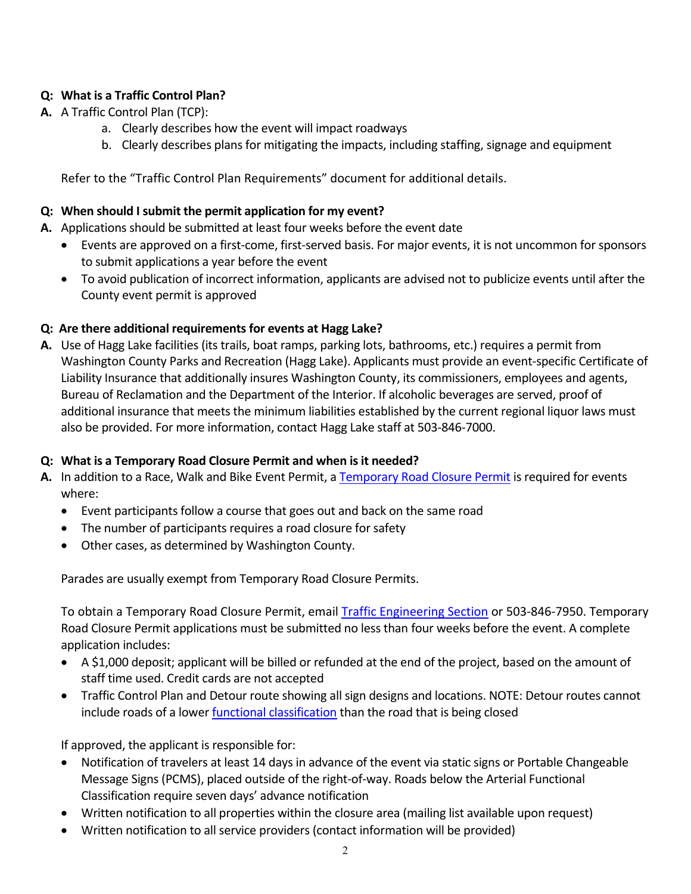**Q: What is a Traffic Control Plan?**

**A.** A Traffic Control Plan (TCP):

a. Clearly describes how the event will impact roadways
b. Clearly describes plans for mitigating the impacts, including staffing, signage and equipment

Refer to the "Traffic Control Plan Requirements" document for additional details.

**Q: When should I submit the permit application for my event?**

**A.** Applications should be submitted at least four weeks before the event date

- Events are approved on a first-come, first-served basis. For major events, it is not uncommon for sponsors to submit applications a year before the event
- To avoid publication of incorrect information, applicants are advised not to publicize events until after the County event permit is approved

**Q: Are there additional requirements for events at Hagg Lake?**

**A.** Use of Hagg Lake facilities (its trails, boat ramps, parking lots, bathrooms, etc.) requires a permit from Washington County Parks and Recreation (Hagg Lake). Applicants must provide an event-specific Certificate of Liability Insurance that additionally insures Washington County, its commissioners, employees and agents, Bureau of Reclamation and the Department of the Interior. If alcoholic beverages are served, proof of additional insurance that meets the minimum liabilities established by the current regional liquor laws must also be provided. For more information, contact Hagg Lake staff at 503-846-7000.

**Q: What is a Temporary Road Closure Permit and when is it needed?**

**A.** In addition to a Race, Walk and Bike Event Permit, a Temporary Road Closure Permit is required for events where:

- Event participants follow a course that goes out and back on the same road
- The number of participants requires a road closure for safety
- Other cases, as determined by Washington County.

Parades are usually exempt from Temporary Road Closure Permits.

To obtain a Temporary Road Closure Permit, email Traffic Engineering Section or 503-846-7950. Temporary Road Closure Permit applications must be submitted no less than four weeks before the event. A complete application includes:

- A $1,000 deposit; applicant will be billed or refunded at the end of the project, based on the amount of staff time used. Credit cards are not accepted
- Traffic Control Plan and Detour route showing all sign designs and locations. NOTE: Detour routes cannot include roads of a lower functional classification than the road that is being closed

If approved, the applicant is responsible for:

- Notification of travelers at least 14 days in advance of the event via static signs or Portable Changeable Message Signs (PCMS), placed outside of the right-of-way. Roads below the Arterial Functional Classification require seven days' advance notification
- Written notification to all properties within the closure area (mailing list available upon request)
- Written notification to all service providers (contact information will be provided)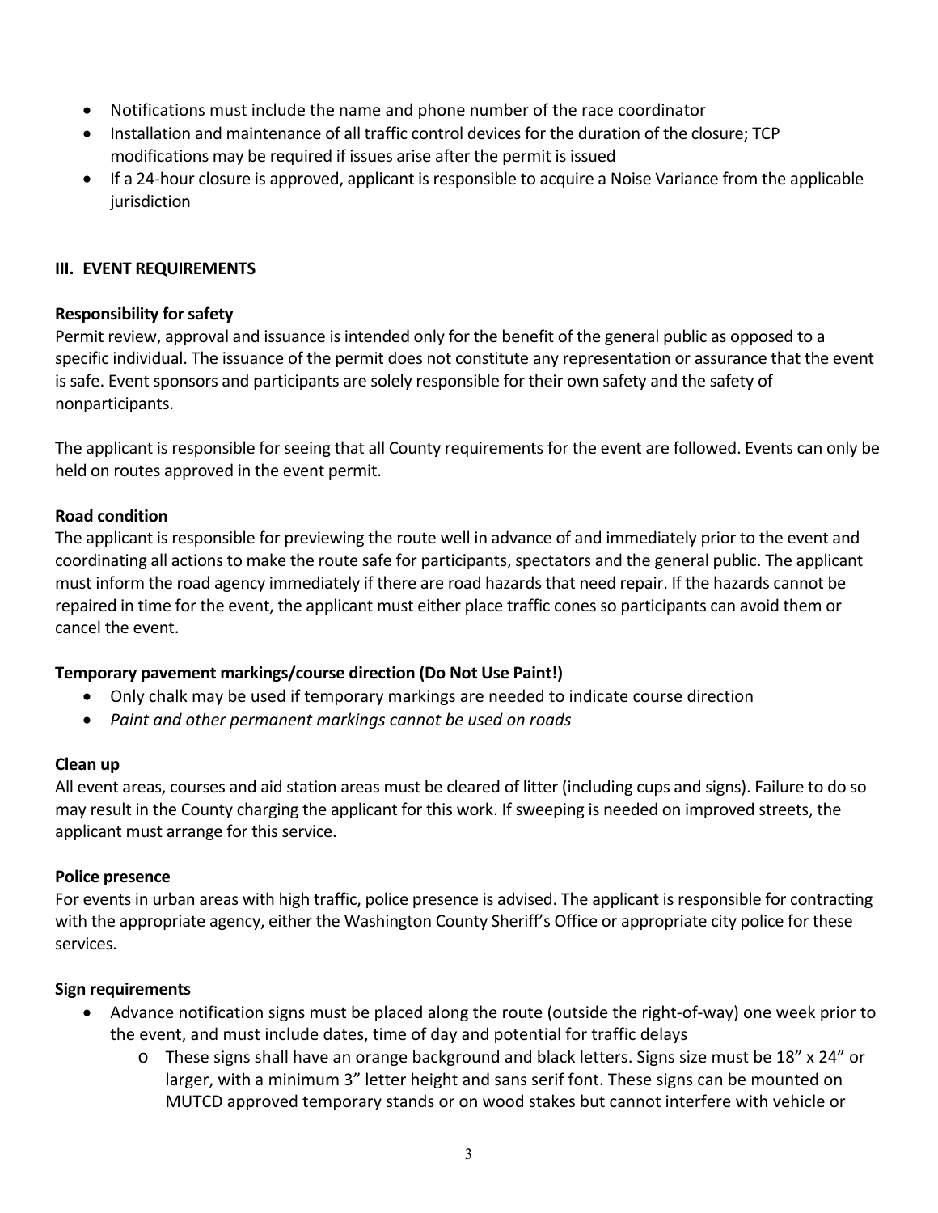- Notifications must include the name and phone number of the race coordinator
- Installation and maintenance of all traffic control devices for the duration of the closure; TCP modifications may be required if issues arise after the permit is issued
- If a 24-hour closure is approved, applicant is responsible to acquire a Noise Variance from the applicable jurisdiction

## III. EVENT REQUIREMENTS

**Responsibility for safety**

Permit review, approval and issuance is intended only for the benefit of the general public as opposed to a specific individual. The issuance of the permit does not constitute any representation or assurance that the event is safe. Event sponsors and participants are solely responsible for their own safety and the safety of nonparticipants.

The applicant is responsible for seeing that all County requirements for the event are followed. Events can only be held on routes approved in the event permit.

**Road condition**

The applicant is responsible for previewing the route well in advance of and immediately prior to the event and coordinating all actions to make the route safe for participants, spectators and the general public. The applicant must inform the road agency immediately if there are road hazards that need repair. If the hazards cannot be repaired in time for the event, the applicant must either place traffic cones so participants can avoid them or cancel the event.

**Temporary pavement markings/course direction (Do Not Use Paint!)**

- Only chalk may be used if temporary markings are needed to indicate course direction
- *Paint and other permanent markings cannot be used on roads*

**Clean up**

All event areas, courses and aid station areas must be cleared of litter (including cups and signs). Failure to do so may result in the County charging the applicant for this work. If sweeping is needed on improved streets, the applicant must arrange for this service.

**Police presence**

For events in urban areas with high traffic, police presence is advised. The applicant is responsible for contracting with the appropriate agency, either the Washington County Sheriff's Office or appropriate city police for these services.

**Sign requirements**

- Advance notification signs must be placed along the route (outside the right-of-way) one week prior to the event, and must include dates, time of day and potential for traffic delays
  - These signs shall have an orange background and black letters. Signs size must be 18" x 24" or larger, with a minimum 3" letter height and sans serif font. These signs can be mounted on MUTCD approved temporary stands or on wood stakes but cannot interfere with vehicle or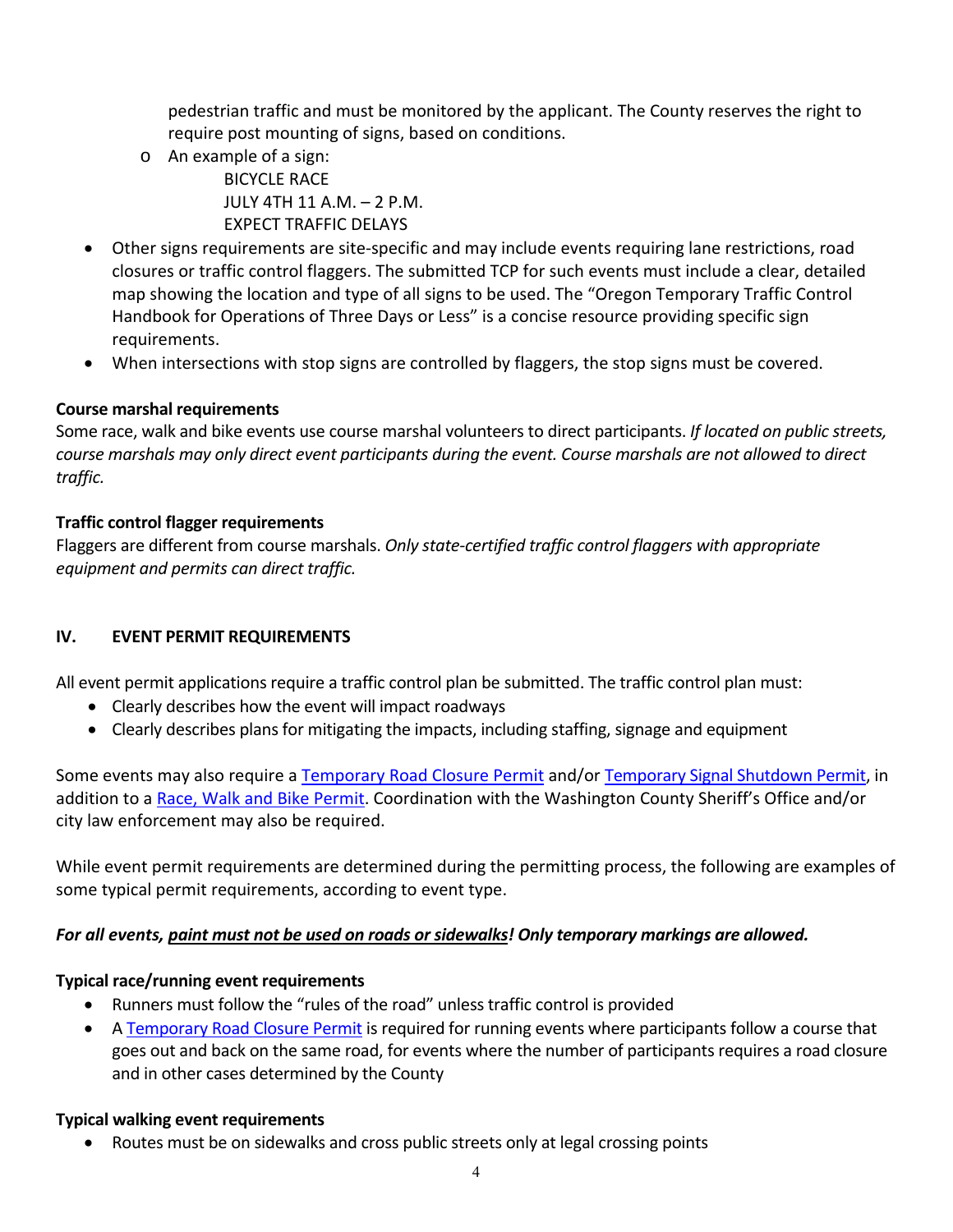pedestrian traffic and must be monitored by the applicant. The County reserves the right to require post mounting of signs, based on conditions.

- An example of a sign:

  BICYCLE RACE
  JULY 4TH 11 A.M. – 2 P.M.
  EXPECT TRAFFIC DELAYS

- Other signs requirements are site-specific and may include events requiring lane restrictions, road closures or traffic control flaggers. The submitted TCP for such events must include a clear, detailed map showing the location and type of all signs to be used. The "Oregon Temporary Traffic Control Handbook for Operations of Three Days or Less" is a concise resource providing specific sign requirements.
- When intersections with stop signs are controlled by flaggers, the stop signs must be covered.

**Course marshal requirements**

Some race, walk and bike events use course marshal volunteers to direct participants. *If located on public streets, course marshals may only direct event participants during the event. Course marshals are not allowed to direct traffic.*

**Traffic control flagger requirements**

Flaggers are different from course marshals. *Only state-certified traffic control flaggers with appropriate equipment and permits can direct traffic.*

## IV. EVENT PERMIT REQUIREMENTS

All event permit applications require a traffic control plan be submitted. The traffic control plan must:

- Clearly describes how the event will impact roadways
- Clearly describes plans for mitigating the impacts, including staffing, signage and equipment

Some events may also require a Temporary Road Closure Permit and/or Temporary Signal Shutdown Permit, in addition to a Race, Walk and Bike Permit. Coordination with the Washington County Sheriff's Office and/or city law enforcement may also be required.

While event permit requirements are determined during the permitting process, the following are examples of some typical permit requirements, according to event type.

***For all events, paint must not be used on roads or sidewalks! Only temporary markings are allowed.***

**Typical race/running event requirements**

- Runners must follow the "rules of the road" unless traffic control is provided
- A Temporary Road Closure Permit is required for running events where participants follow a course that goes out and back on the same road, for events where the number of participants requires a road closure and in other cases determined by the County

**Typical walking event requirements**

- Routes must be on sidewalks and cross public streets only at legal crossing points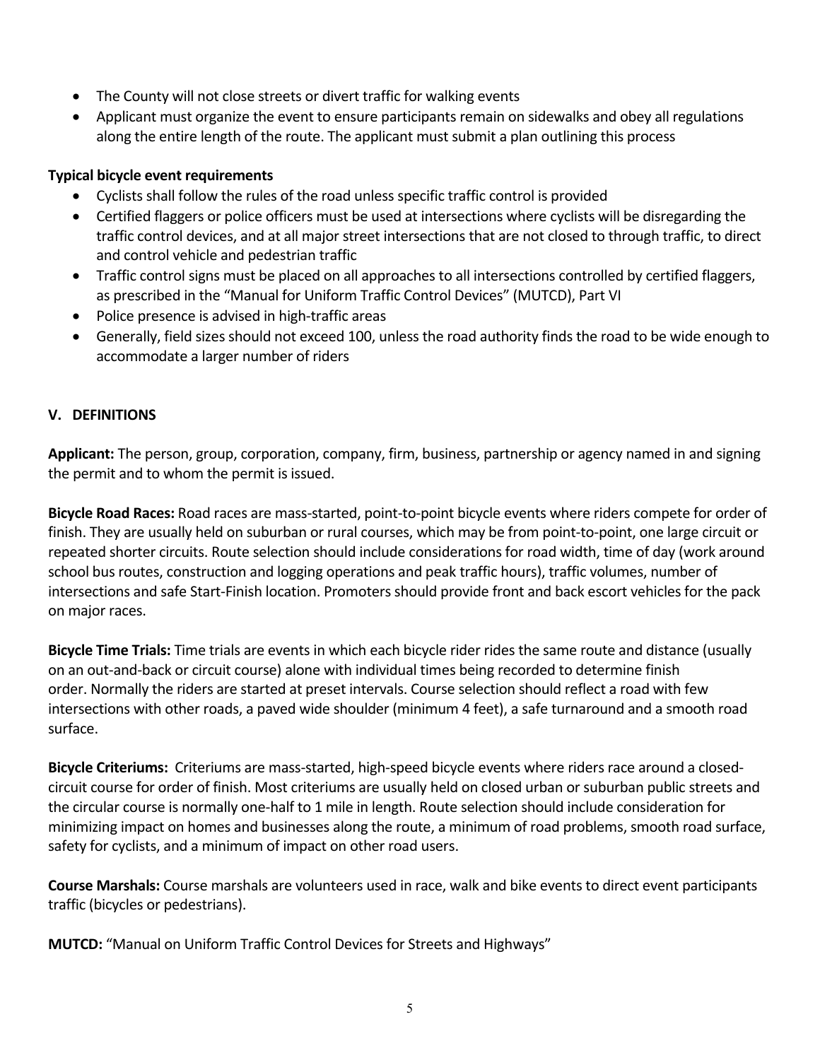- The County will not close streets or divert traffic for walking events
- Applicant must organize the event to ensure participants remain on sidewalks and obey all regulations along the entire length of the route. The applicant must submit a plan outlining this process

**Typical bicycle event requirements**

- Cyclists shall follow the rules of the road unless specific traffic control is provided
- Certified flaggers or police officers must be used at intersections where cyclists will be disregarding the traffic control devices, and at all major street intersections that are not closed to through traffic, to direct and control vehicle and pedestrian traffic
- Traffic control signs must be placed on all approaches to all intersections controlled by certified flaggers, as prescribed in the "Manual for Uniform Traffic Control Devices" (MUTCD), Part VI
- Police presence is advised in high-traffic areas
- Generally, field sizes should not exceed 100, unless the road authority finds the road to be wide enough to accommodate a larger number of riders

## V. DEFINITIONS

**Applicant:** The person, group, corporation, company, firm, business, partnership or agency named in and signing the permit and to whom the permit is issued.

**Bicycle Road Races:** Road races are mass-started, point-to-point bicycle events where riders compete for order of finish. They are usually held on suburban or rural courses, which may be from point-to-point, one large circuit or repeated shorter circuits. Route selection should include considerations for road width, time of day (work around school bus routes, construction and logging operations and peak traffic hours), traffic volumes, number of intersections and safe Start-Finish location. Promoters should provide front and back escort vehicles for the pack on major races.

**Bicycle Time Trials:** Time trials are events in which each bicycle rider rides the same route and distance (usually on an out-and-back or circuit course) alone with individual times being recorded to determine finish order. Normally the riders are started at preset intervals. Course selection should reflect a road with few intersections with other roads, a paved wide shoulder (minimum 4 feet), a safe turnaround and a smooth road surface.

**Bicycle Criteriums:** Criteriums are mass-started, high-speed bicycle events where riders race around a closed-circuit course for order of finish. Most criteriums are usually held on closed urban or suburban public streets and the circular course is normally one-half to 1 mile in length. Route selection should include consideration for minimizing impact on homes and businesses along the route, a minimum of road problems, smooth road surface, safety for cyclists, and a minimum of impact on other road users.

**Course Marshals:** Course marshals are volunteers used in race, walk and bike events to direct event participants traffic (bicycles or pedestrians).

**MUTCD:** "Manual on Uniform Traffic Control Devices for Streets and Highways"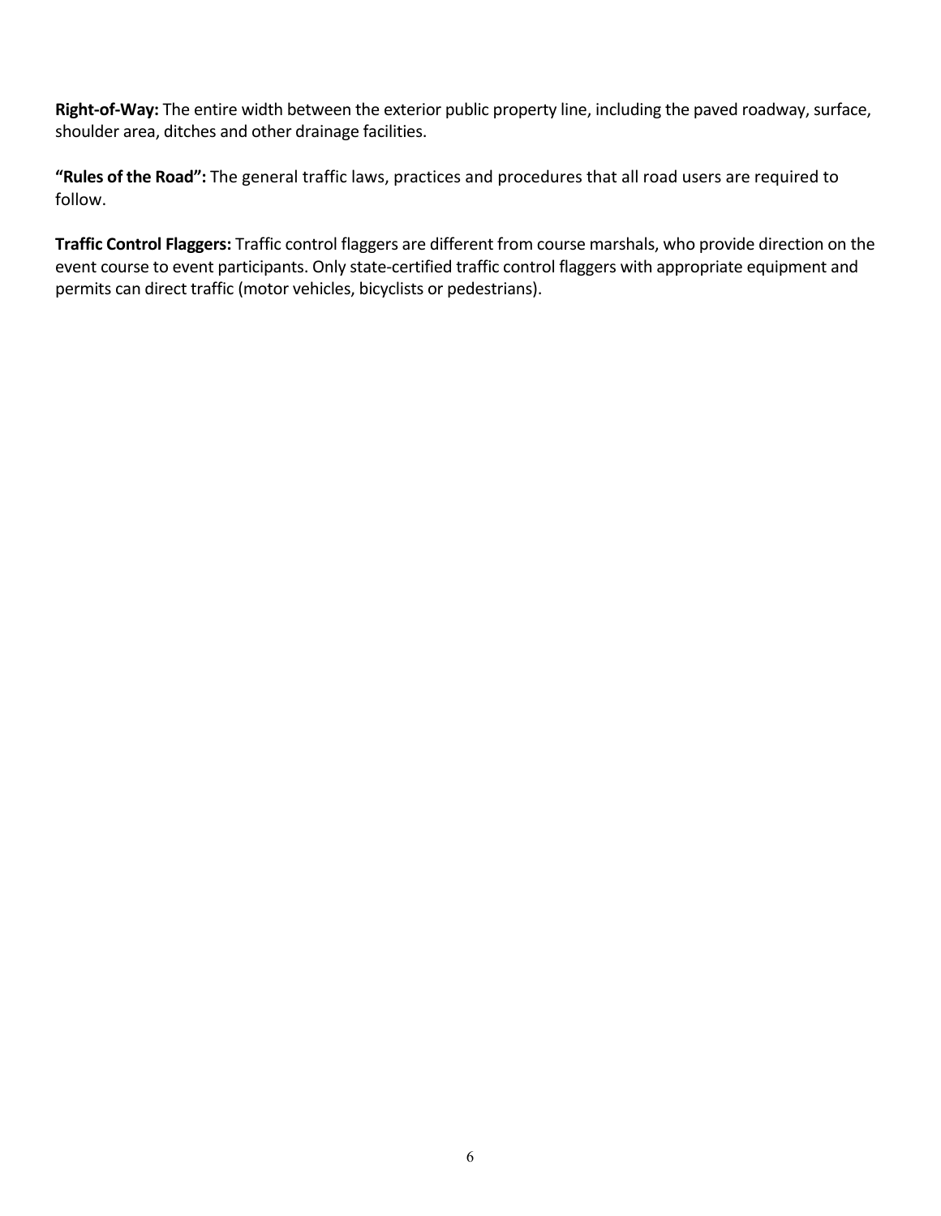**Right-of-Way:** The entire width between the exterior public property line, including the paved roadway, surface, shoulder area, ditches and other drainage facilities.

**"Rules of the Road":** The general traffic laws, practices and procedures that all road users are required to follow.

**Traffic Control Flaggers:** Traffic control flaggers are different from course marshals, who provide direction on the event course to event participants. Only state-certified traffic control flaggers with appropriate equipment and permits can direct traffic (motor vehicles, bicyclists or pedestrians).